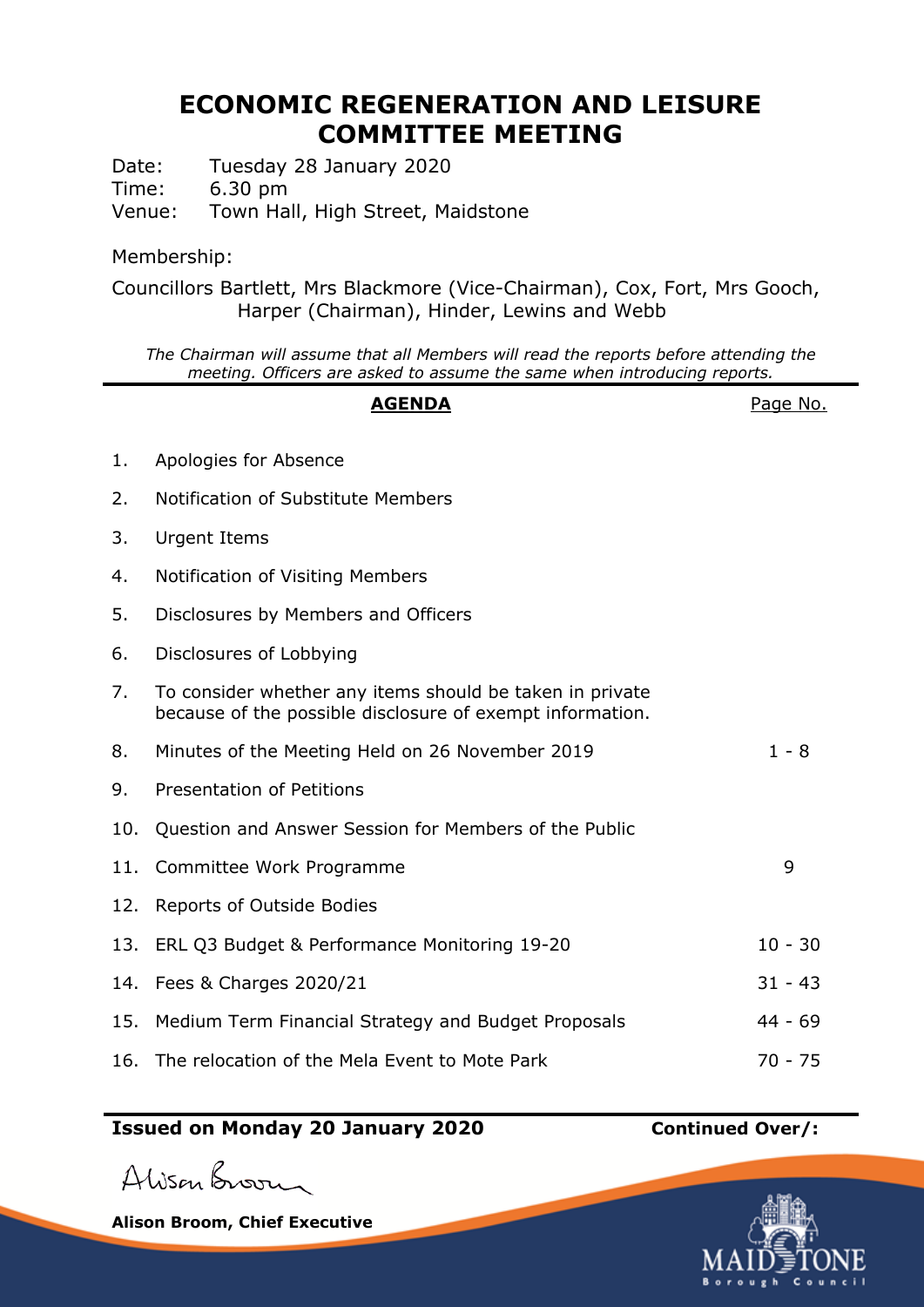# ECONOMIC REGENERATION AND LEISURE COMMITTEE MEETING

Date: Tuesday 28 January 2020
Time: 6.30 pm
Venue: Town Hall, High Street, Maidstone

Membership:

Councillors Bartlett, Mrs Blackmore (Vice-Chairman), Cox, Fort, Mrs Gooch, Harper (Chairman), Hinder, Lewins and Webb

*The Chairman will assume that all Members will read the reports before attending the meeting. Officers are asked to assume the same when introducing reports.*

## AGENDA

| | | Page No. |
|---|---|---|
| 1. | Apologies for Absence | |
| 2. | Notification of Substitute Members | |
| 3. | Urgent Items | |
| 4. | Notification of Visiting Members | |
| 5. | Disclosures by Members and Officers | |
| 6. | Disclosures of Lobbying | |
| 7. | To consider whether any items should be taken in private because of the possible disclosure of exempt information. | |
| 8. | Minutes of the Meeting Held on 26 November 2019 | 1 - 8 |
| 9. | Presentation of Petitions | |
| 10. | Question and Answer Session for Members of the Public | |
| 11. | Committee Work Programme | 9 |
| 12. | Reports of Outside Bodies | |
| 13. | ERL Q3 Budget & Performance Monitoring 19-20 | 10 - 30 |
| 14. | Fees & Charges 2020/21 | 31 - 43 |
| 15. | Medium Term Financial Strategy and Budget Proposals | 44 - 69 |
| 16. | The relocation of the Mela Event to Mote Park | 70 - 75 |

**Issued on Monday 20 January 2020** **Continued Over/:**

Alison Broom

**Alison Broom, Chief Executive**

MAIDSTONE Borough Council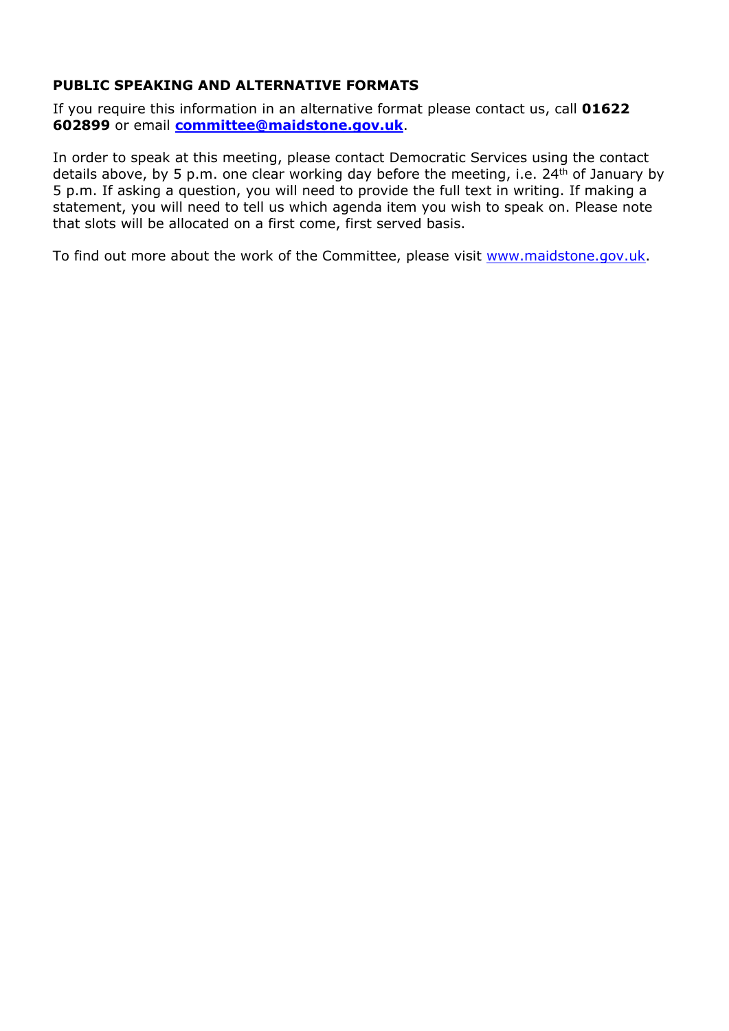## PUBLIC SPEAKING AND ALTERNATIVE FORMATS

If you require this information in an alternative format please contact us, call **01622 602899** or email **committee@maidstone.gov.uk**.

In order to speak at this meeting, please contact Democratic Services using the contact details above, by 5 p.m. one clear working day before the meeting, i.e. 24th of January by 5 p.m. If asking a question, you will need to provide the full text in writing. If making a statement, you will need to tell us which agenda item you wish to speak on. Please note that slots will be allocated on a first come, first served basis.

To find out more about the work of the Committee, please visit www.maidstone.gov.uk.